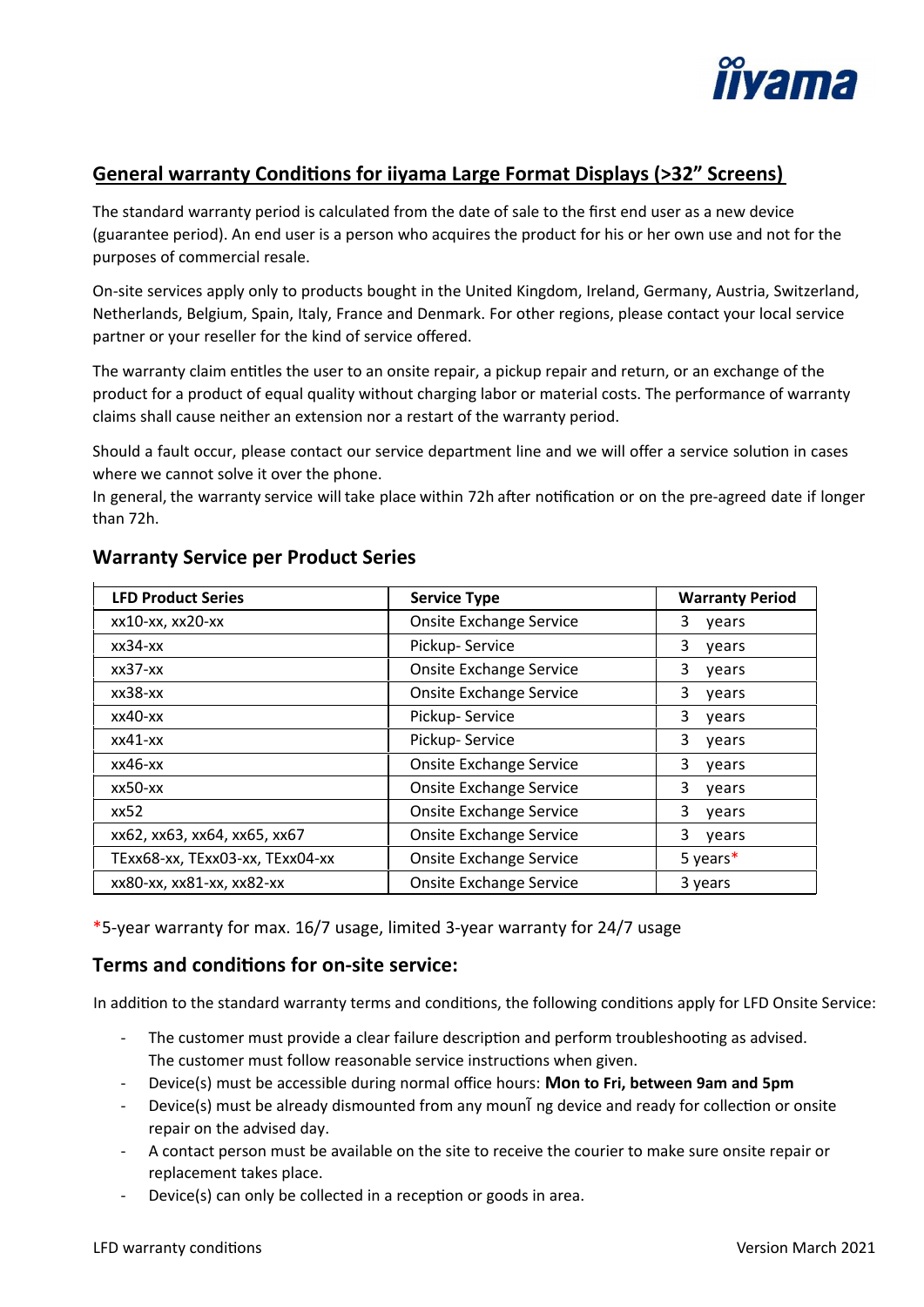## General warranty Conditions for iiyama Large Format Displays (>32” Screens)

The standard warranty period is calculated from the date of sale to the first end user as a new device (guarantee period). An end user is a person who acquires the product for his or her own use and not for the purposes of commercial resale.

On-site services apply only to products bought in the United Kingdom, Ireland, Germany, Austria, Switzerland, Netherlands, Belgium, Spain, Italy, France and Denmark. For other regions, please contact your local service partner or your reseller for the kind of service offered.

The warranty claim entitles the user to an onsite repair, a pickup repair and return, or an exchange of the product for a product of equal quality without charging labor or material costs. The performance of warranty claims shall cause neither an extension nor a restart of the warranty period.

Should a fault occur, please contact our service department line and we will offer a service solution in cases where we cannot solve it over the phone.
In general, the warranty service will take place within 72h after notification or on the pre-agreed date if longer than 72h.

### Warranty Service per Product Series

| LFD Product Series | Service Type | Warranty Period |
|---|---|---|
| xx10-xx, xx20-xx | Onsite Exchange Service | 3 years |
| xx34-xx | Pickup- Service | 3 years |
| xx37-xx | Onsite Exchange Service | 3 years |
| xx38-xx | Onsite Exchange Service | 3 years |
| xx40-xx | Pickup- Service | 3 years |
| xx41-xx | Pickup- Service | 3 years |
| xx46-xx | Onsite Exchange Service | 3 years |
| xx50-xx | Onsite Exchange Service | 3 years |
| xx52 | Onsite Exchange Service | 3 years |
| xx62, xx63, xx64, xx65, xx67 | Onsite Exchange Service | 3 years |
| TExx68-xx, TExx03-xx, TExx04-xx | Onsite Exchange Service | 5 years* |
| xx80-xx, xx81-xx, xx82-xx | Onsite Exchange Service | 3 years |

*5-year warranty for max. 16/7 usage, limited 3-year warranty for 24/7 usage

### Terms and conditions for on-site service:

In addition to the standard warranty terms and conditions, the following conditions apply for LFD Onsite Service:

- The customer must provide a clear failure description and perform troubleshooting as advised. The customer must follow reasonable service instructions when given.
- Device(s) must be accessible during normal office hours: **Mon to Fri, between 9am and 5pm**
- Device(s) must be already dismounted from any mounting device and ready for collection or onsite repair on the advised day.
- A contact person must be available on the site to receive the courier to make sure onsite repair or replacement takes place.
- Device(s) can only be collected in a reception or goods in area.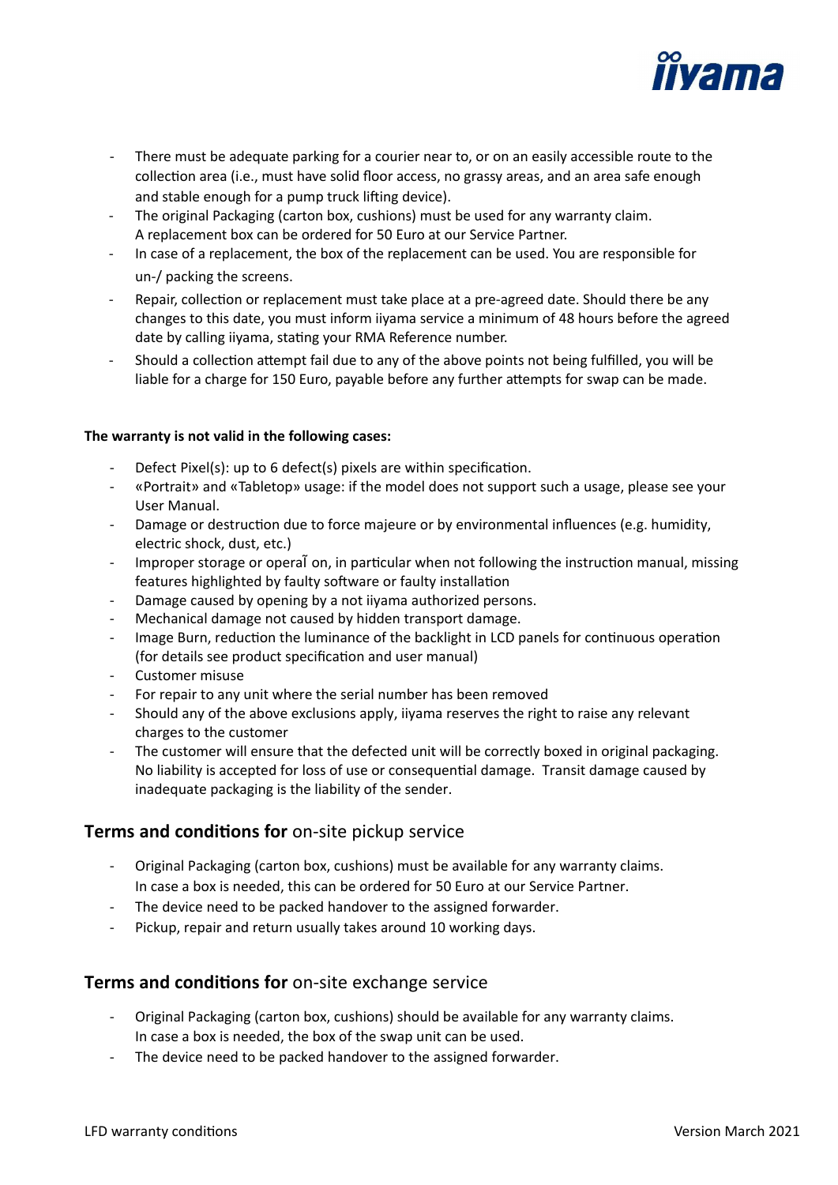- There must be adequate parking for a courier near to, or on an easily accessible route to the collection area (i.e., must have solid floor access, no grassy areas, and an area safe enough and stable enough for a pump truck lifting device).
- The original Packaging (carton box, cushions) must be used for any warranty claim. A replacement box can be ordered for 50 Euro at our Service Partner.
- In case of a replacement, the box of the replacement can be used. You are responsible for un-/ packing the screens.
- Repair, collection or replacement must take place at a pre-agreed date. Should there be any changes to this date, you must inform iiyama service a minimum of 48 hours before the agreed date by calling iiyama, stating your RMA Reference number.
- Should a collection attempt fail due to any of the above points not being fulfilled, you will be liable for a charge for 150 Euro, payable before any further attempts for swap can be made.

**The warranty is not valid in the following cases:**

- Defect Pixel(s): up to 6 defect(s) pixels are within specification.
- «Portrait» and «Tabletop» usage: if the model does not support such a usage, please see your User Manual.
- Damage or destruction due to force majeure or by environmental influences (e.g. humidity, electric shock, dust, etc.)
- Improper storage or operaĩ on, in particular when not following the instruction manual, missing features highlighted by faulty software or faulty installation
- Damage caused by opening by a not iiyama authorized persons.
- Mechanical damage not caused by hidden transport damage.
- Image Burn, reduction the luminance of the backlight in LCD panels for continuous operation (for details see product specification and user manual)
- Customer misuse
- For repair to any unit where the serial number has been removed
- Should any of the above exclusions apply, iiyama reserves the right to raise any relevant charges to the customer
- The customer will ensure that the defected unit will be correctly boxed in original packaging. No liability is accepted for loss of use or consequential damage. Transit damage caused by inadequate packaging is the liability of the sender.

## **Terms and conditions for** on-site pickup service

- Original Packaging (carton box, cushions) must be available for any warranty claims. In case a box is needed, this can be ordered for 50 Euro at our Service Partner.
- The device need to be packed handover to the assigned forwarder.
- Pickup, repair and return usually takes around 10 working days.

## **Terms and conditions for** on-site exchange service

- Original Packaging (carton box, cushions) should be available for any warranty claims. In case a box is needed, the box of the swap unit can be used.
- The device need to be packed handover to the assigned forwarder.